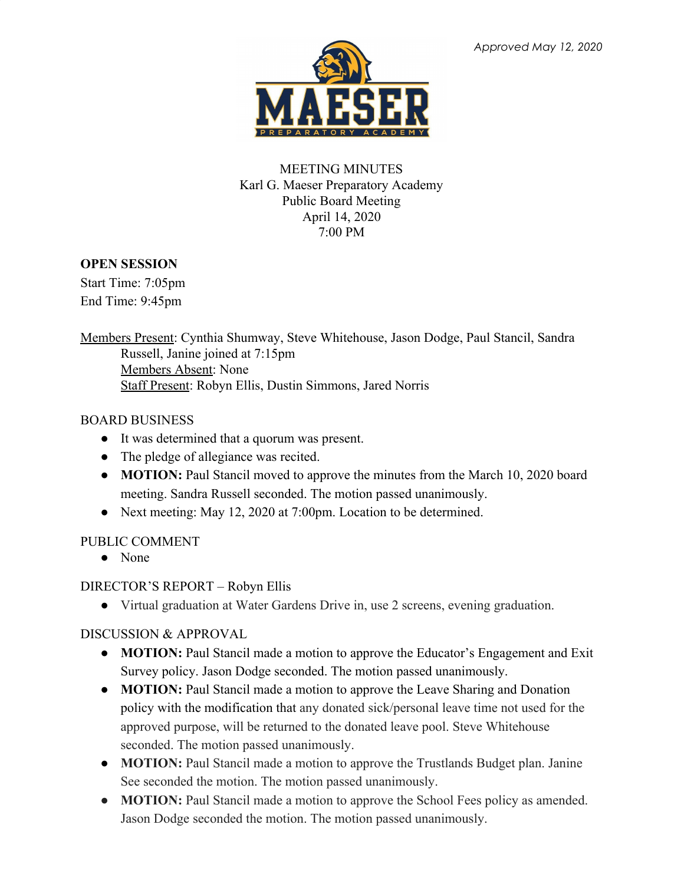*Approved May 12, 2020*

MEETING MINUTES
Karl G. Maeser Preparatory Academy
Public Board Meeting
April 14, 2020
7:00 PM

**OPEN SESSION**
Start Time: 7:05pm
End Time: 9:45pm

Members Present: Cynthia Shumway, Steve Whitehouse, Jason Dodge, Paul Stancil, Sandra Russell, Janine joined at 7:15pm
Members Absent: None
Staff Present: Robyn Ellis, Dustin Simmons, Jared Norris

BOARD BUSINESS

- It was determined that a quorum was present.
- The pledge of allegiance was recited.
- **MOTION:** Paul Stancil moved to approve the minutes from the March 10, 2020 board meeting. Sandra Russell seconded. The motion passed unanimously.
- Next meeting: May 12, 2020 at 7:00pm. Location to be determined.

PUBLIC COMMENT

- None

DIRECTOR'S REPORT – Robyn Ellis

- Virtual graduation at Water Gardens Drive in, use 2 screens, evening graduation.

DISCUSSION & APPROVAL

- **MOTION:** Paul Stancil made a motion to approve the Educator's Engagement and Exit Survey policy. Jason Dodge seconded. The motion passed unanimously.
- **MOTION:** Paul Stancil made a motion to approve the Leave Sharing and Donation policy with the modification that any donated sick/personal leave time not used for the approved purpose, will be returned to the donated leave pool. Steve Whitehouse seconded. The motion passed unanimously.
- **MOTION:** Paul Stancil made a motion to approve the Trustlands Budget plan. Janine See seconded the motion. The motion passed unanimously.
- **MOTION:** Paul Stancil made a motion to approve the School Fees policy as amended. Jason Dodge seconded the motion. The motion passed unanimously.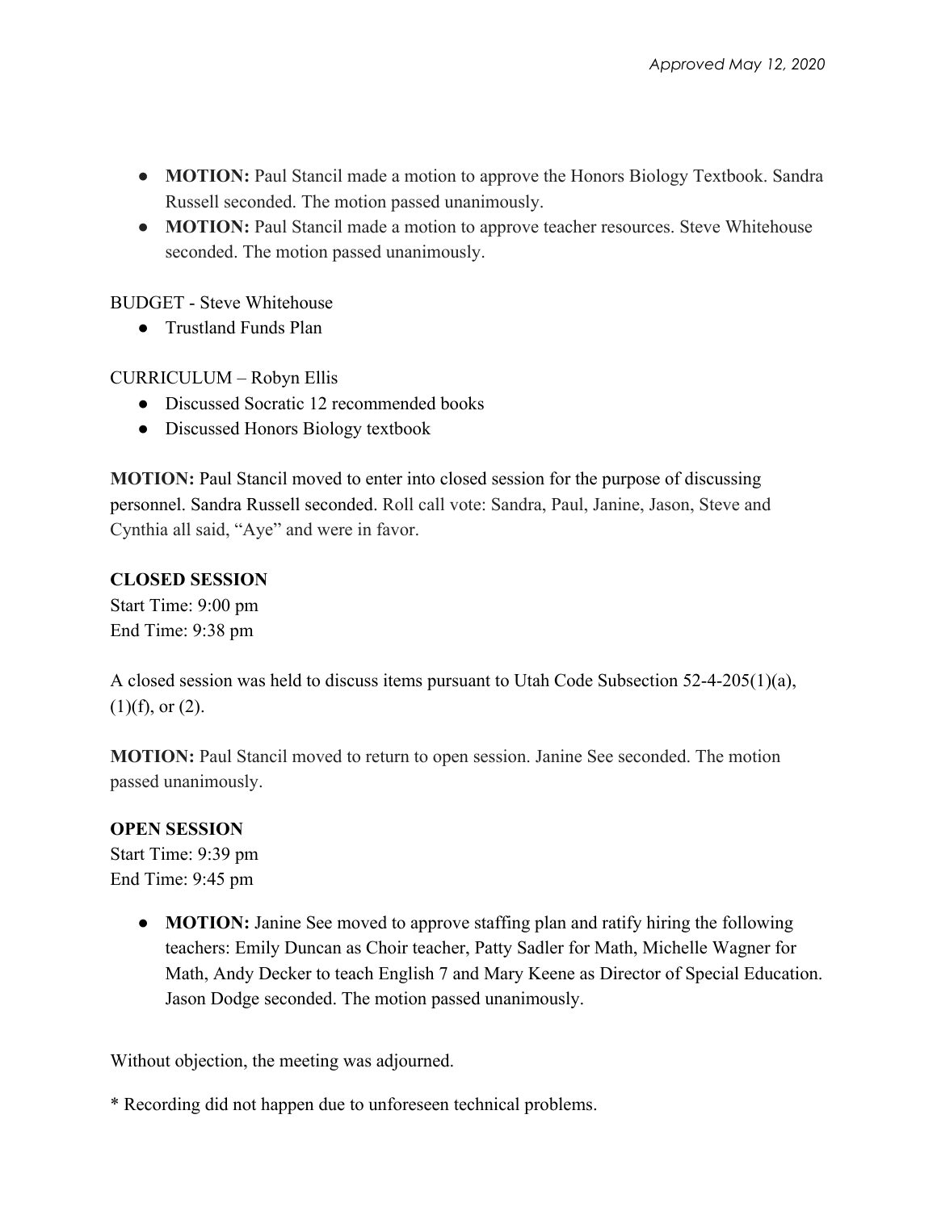*Approved May 12, 2020*

- **MOTION:** Paul Stancil made a motion to approve the Honors Biology Textbook. Sandra Russell seconded. The motion passed unanimously.
- **MOTION:** Paul Stancil made a motion to approve teacher resources. Steve Whitehouse seconded. The motion passed unanimously.

BUDGET - Steve Whitehouse

- Trustland Funds Plan

CURRICULUM – Robyn Ellis

- Discussed Socratic 12 recommended books
- Discussed Honors Biology textbook

**MOTION:** Paul Stancil moved to enter into closed session for the purpose of discussing personnel. Sandra Russell seconded. Roll call vote: Sandra, Paul, Janine, Jason, Steve and Cynthia all said, "Aye" and were in favor.

**CLOSED SESSION**
Start Time: 9:00 pm
End Time: 9:38 pm

A closed session was held to discuss items pursuant to Utah Code Subsection 52-4-205(1)(a), (1)(f), or (2).

**MOTION:** Paul Stancil moved to return to open session. Janine See seconded. The motion passed unanimously.

**OPEN SESSION**
Start Time: 9:39 pm
End Time: 9:45 pm

- **MOTION:** Janine See moved to approve staffing plan and ratify hiring the following teachers: Emily Duncan as Choir teacher, Patty Sadler for Math, Michelle Wagner for Math, Andy Decker to teach English 7 and Mary Keene as Director of Special Education. Jason Dodge seconded. The motion passed unanimously.

Without objection, the meeting was adjourned.

* Recording did not happen due to unforeseen technical problems.